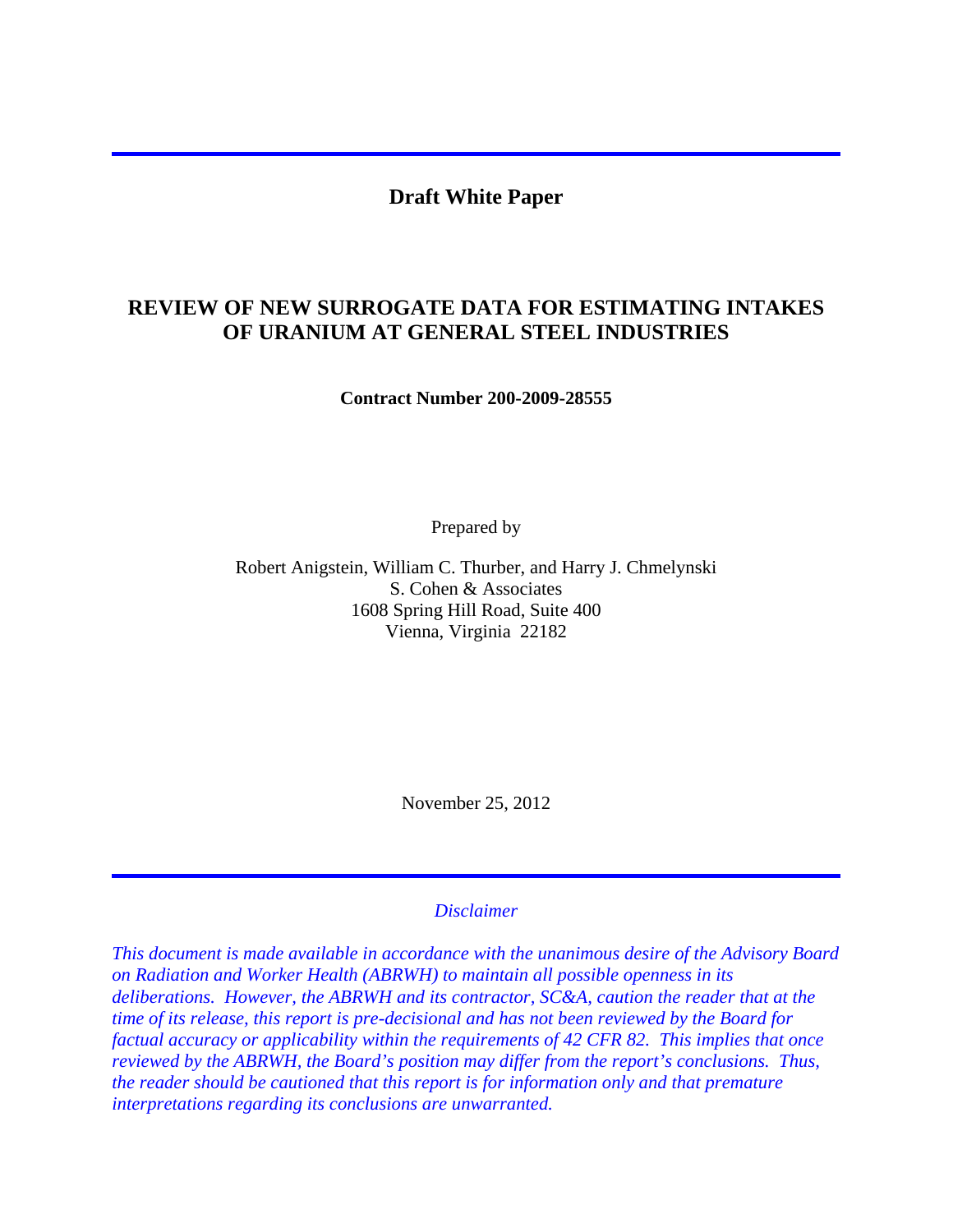**Draft White Paper**

# REVIEW OF NEW SURROGATE DATA FOR ESTIMATING INTAKES OF URANIUM AT GENERAL STEEL INDUSTRIES

**Contract Number 200-2009-28555**

Prepared by

Robert Anigstein, William C. Thurber, and Harry J. Chmelynski
S. Cohen & Associates
1608 Spring Hill Road, Suite 400
Vienna, Virginia 22182

November 25, 2012

*Disclaimer*

*This document is made available in accordance with the unanimous desire of the Advisory Board on Radiation and Worker Health (ABRWH) to maintain all possible openness in its deliberations. However, the ABRWH and its contractor, SC&A, caution the reader that at the time of its release, this report is pre-decisional and has not been reviewed by the Board for factual accuracy or applicability within the requirements of 42 CFR 82. This implies that once reviewed by the ABRWH, the Board's position may differ from the report's conclusions. Thus, the reader should be cautioned that this report is for information only and that premature interpretations regarding its conclusions are unwarranted.*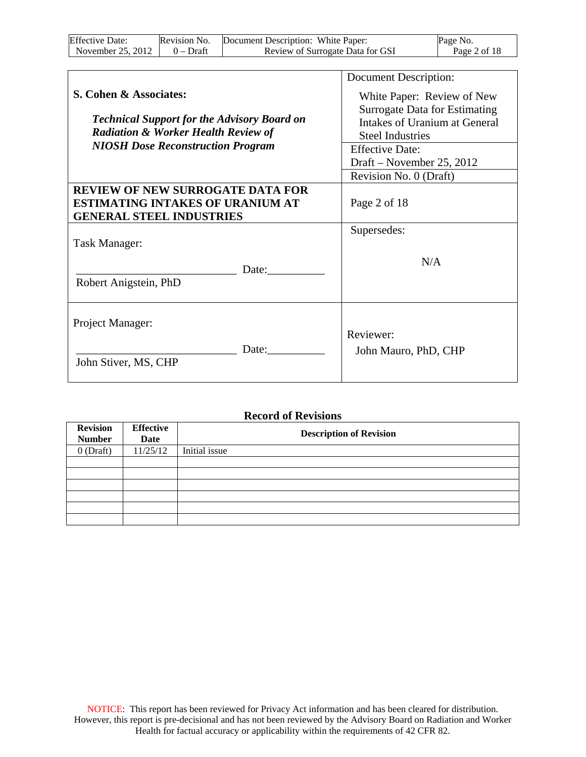| S. Cohen & Associates: *Technical Support for the Advisory Board on Radiation & Worker Health Review of NIOSH Dose Reconstruction Program* | Document Description: White Paper: Review of New Surrogate Data for Estimating Intakes of Uranium at General Steel Industries |
|---|---|
| | Effective Date: Draft – November 25, 2012 |
| | Revision No. 0 (Draft) |
| **REVIEW OF NEW SURROGATE DATA FOR ESTIMATING INTAKES OF URANIUM AT GENERAL STEEL INDUSTRIES** | Page 2 of 18 |
| Task Manager: ____________________________ Date:__________ Robert Anigstein, PhD | Supersedes: N/A |
| Project Manager: ____________________________ Date:__________ John Stiver, MS, CHP | Reviewer: John Mauro, PhD, CHP |

**Record of Revisions**

| Revision Number | Effective Date | Description of Revision |
|---|---|---|
| 0 (Draft) | 11/25/12 | Initial issue |
| | | |
| | | |
| | | |
| | | |
| | | |
| | | |

NOTICE: This report has been reviewed for Privacy Act information and has been cleared for distribution. However, this report is pre-decisional and has not been reviewed by the Advisory Board on Radiation and Worker Health for factual accuracy or applicability within the requirements of 42 CFR 82.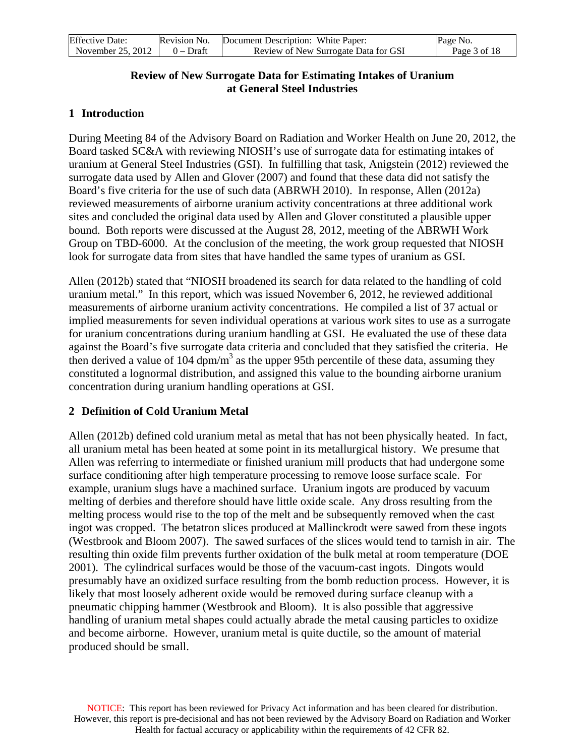# Review of New Surrogate Data for Estimating Intakes of Uranium at General Steel Industries

## 1 Introduction

During Meeting 84 of the Advisory Board on Radiation and Worker Health on June 20, 2012, the Board tasked SC&A with reviewing NIOSH's use of surrogate data for estimating intakes of uranium at General Steel Industries (GSI). In fulfilling that task, Anigstein (2012) reviewed the surrogate data used by Allen and Glover (2007) and found that these data did not satisfy the Board's five criteria for the use of such data (ABRWH 2010). In response, Allen (2012a) reviewed measurements of airborne uranium activity concentrations at three additional work sites and concluded the original data used by Allen and Glover constituted a plausible upper bound. Both reports were discussed at the August 28, 2012, meeting of the ABRWH Work Group on TBD-6000. At the conclusion of the meeting, the work group requested that NIOSH look for surrogate data from sites that have handled the same types of uranium as GSI.

Allen (2012b) stated that "NIOSH broadened its search for data related to the handling of cold uranium metal." In this report, which was issued November 6, 2012, he reviewed additional measurements of airborne uranium activity concentrations. He compiled a list of 37 actual or implied measurements for seven individual operations at various work sites to use as a surrogate for uranium concentrations during uranium handling at GSI. He evaluated the use of these data against the Board's five surrogate data criteria and concluded that they satisfied the criteria. He then derived a value of 104 dpm/m$^3$ as the upper 95th percentile of these data, assuming they constituted a lognormal distribution, and assigned this value to the bounding airborne uranium concentration during uranium handling operations at GSI.

## 2 Definition of Cold Uranium Metal

Allen (2012b) defined cold uranium metal as metal that has not been physically heated. In fact, all uranium metal has been heated at some point in its metallurgical history. We presume that Allen was referring to intermediate or finished uranium mill products that had undergone some surface conditioning after high temperature processing to remove loose surface scale. For example, uranium slugs have a machined surface. Uranium ingots are produced by vacuum melting of derbies and therefore should have little oxide scale. Any dross resulting from the melting process would rise to the top of the melt and be subsequently removed when the cast ingot was cropped. The betatron slices produced at Mallinckrodt were sawed from these ingots (Westbrook and Bloom 2007). The sawed surfaces of the slices would tend to tarnish in air. The resulting thin oxide film prevents further oxidation of the bulk metal at room temperature (DOE 2001). The cylindrical surfaces would be those of the vacuum-cast ingots. Dingots would presumably have an oxidized surface resulting from the bomb reduction process. However, it is likely that most loosely adherent oxide would be removed during surface cleanup with a pneumatic chipping hammer (Westbrook and Bloom). It is also possible that aggressive handling of uranium metal shapes could actually abrade the metal causing particles to oxidize and become airborne. However, uranium metal is quite ductile, so the amount of material produced should be small.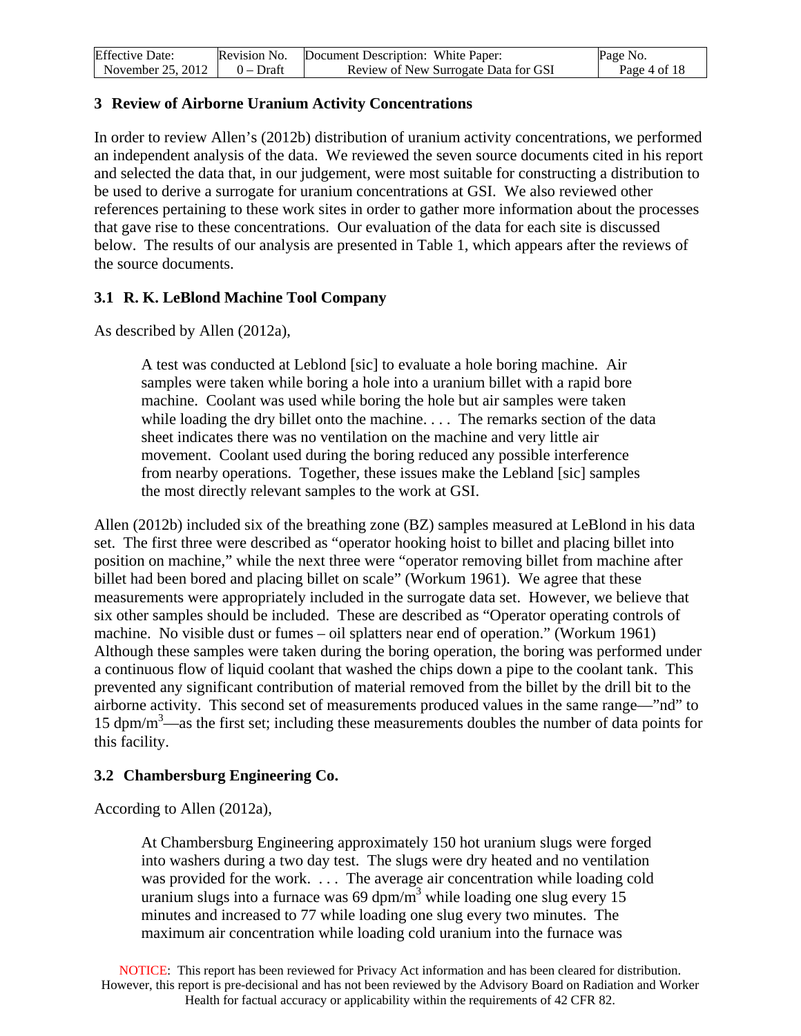## 3 Review of Airborne Uranium Activity Concentrations

In order to review Allen's (2012b) distribution of uranium activity concentrations, we performed an independent analysis of the data. We reviewed the seven source documents cited in his report and selected the data that, in our judgement, were most suitable for constructing a distribution to be used to derive a surrogate for uranium concentrations at GSI. We also reviewed other references pertaining to these work sites in order to gather more information about the processes that gave rise to these concentrations. Our evaluation of the data for each site is discussed below. The results of our analysis are presented in Table 1, which appears after the reviews of the source documents.

### 3.1 R. K. LeBlond Machine Tool Company

As described by Allen (2012a),

> A test was conducted at Leblond [sic] to evaluate a hole boring machine. Air samples were taken while boring a hole into a uranium billet with a rapid bore machine. Coolant was used while boring the hole but air samples were taken while loading the dry billet onto the machine. . . . The remarks section of the data sheet indicates there was no ventilation on the machine and very little air movement. Coolant used during the boring reduced any possible interference from nearby operations. Together, these issues make the Lebland [sic] samples the most directly relevant samples to the work at GSI.

Allen (2012b) included six of the breathing zone (BZ) samples measured at LeBlond in his data set. The first three were described as "operator hooking hoist to billet and placing billet into position on machine," while the next three were "operator removing billet from machine after billet had been bored and placing billet on scale" (Workum 1961). We agree that these measurements were appropriately included in the surrogate data set. However, we believe that six other samples should be included. These are described as "Operator operating controls of machine. No visible dust or fumes – oil splatters near end of operation." (Workum 1961) Although these samples were taken during the boring operation, the boring was performed under a continuous flow of liquid coolant that washed the chips down a pipe to the coolant tank. This prevented any significant contribution of material removed from the billet by the drill bit to the airborne activity. This second set of measurements produced values in the same range—"nd" to 15 dpm/m$^3$—as the first set; including these measurements doubles the number of data points for this facility.

### 3.2 Chambersburg Engineering Co.

According to Allen (2012a),

> At Chambersburg Engineering approximately 150 hot uranium slugs were forged into washers during a two day test. The slugs were dry heated and no ventilation was provided for the work. . . . The average air concentration while loading cold uranium slugs into a furnace was 69 dpm/m$^3$ while loading one slug every 15 minutes and increased to 77 while loading one slug every two minutes. The maximum air concentration while loading cold uranium into the furnace was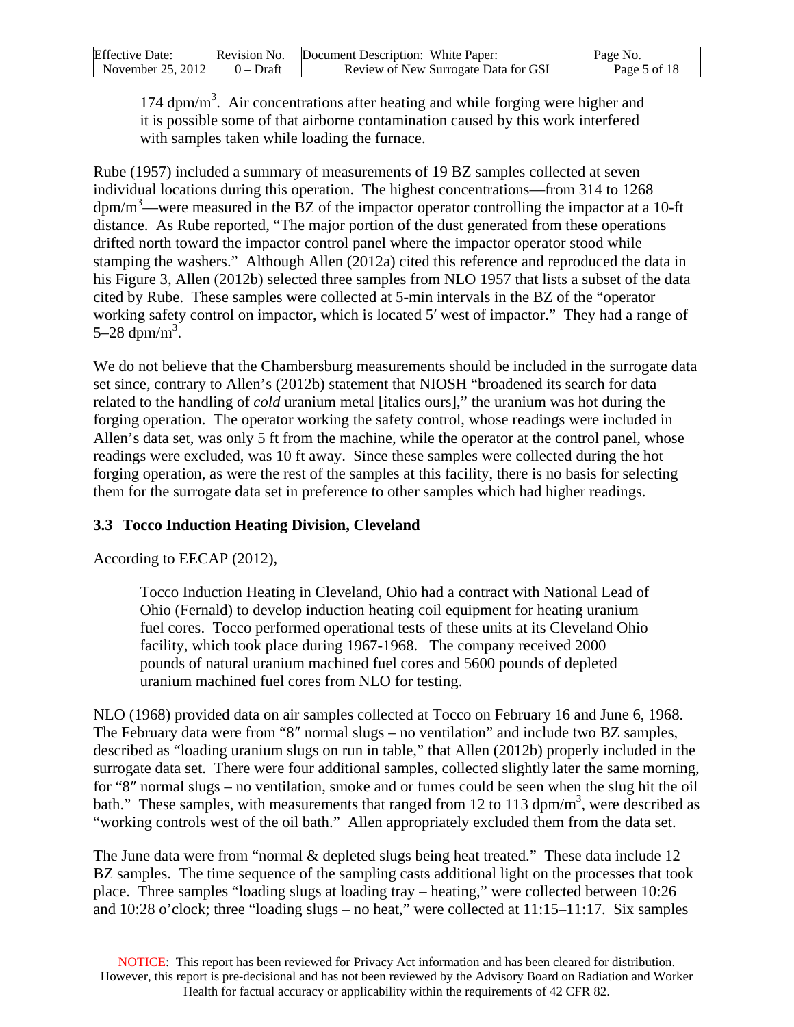> 174 dpm/m$^3$. Air concentrations after heating and while forging were higher and it is possible some of that airborne contamination caused by this work interfered with samples taken while loading the furnace.

Rube (1957) included a summary of measurements of 19 BZ samples collected at seven individual locations during this operation. The highest concentrations—from 314 to 1268 dpm/m$^3$—were measured in the BZ of the impactor operator controlling the impactor at a 10-ft distance. As Rube reported, "The major portion of the dust generated from these operations drifted north toward the impactor control panel where the impactor operator stood while stamping the washers." Although Allen (2012a) cited this reference and reproduced the data in his Figure 3, Allen (2012b) selected three samples from NLO 1957 that lists a subset of the data cited by Rube. These samples were collected at 5-min intervals in the BZ of the "operator working safety control on impactor, which is located 5′ west of impactor." They had a range of 5–28 dpm/m$^3$.

We do not believe that the Chambersburg measurements should be included in the surrogate data set since, contrary to Allen's (2012b) statement that NIOSH "broadened its search for data related to the handling of *cold* uranium metal [italics ours]," the uranium was hot during the forging operation. The operator working the safety control, whose readings were included in Allen's data set, was only 5 ft from the machine, while the operator at the control panel, whose readings were excluded, was 10 ft away. Since these samples were collected during the hot forging operation, as were the rest of the samples at this facility, there is no basis for selecting them for the surrogate data set in preference to other samples which had higher readings.

### 3.3 Tocco Induction Heating Division, Cleveland

According to EECAP (2012),

> Tocco Induction Heating in Cleveland, Ohio had a contract with National Lead of Ohio (Fernald) to develop induction heating coil equipment for heating uranium fuel cores. Tocco performed operational tests of these units at its Cleveland Ohio facility, which took place during 1967-1968. The company received 2000 pounds of natural uranium machined fuel cores and 5600 pounds of depleted uranium machined fuel cores from NLO for testing.

NLO (1968) provided data on air samples collected at Tocco on February 16 and June 6, 1968. The February data were from "8″ normal slugs – no ventilation" and include two BZ samples, described as "loading uranium slugs on run in table," that Allen (2012b) properly included in the surrogate data set. There were four additional samples, collected slightly later the same morning, for "8″ normal slugs – no ventilation, smoke and or fumes could be seen when the slug hit the oil bath." These samples, with measurements that ranged from 12 to 113 dpm/m$^3$, were described as "working controls west of the oil bath." Allen appropriately excluded them from the data set.

The June data were from "normal & depleted slugs being heat treated." These data include 12 BZ samples. The time sequence of the sampling casts additional light on the processes that took place. Three samples "loading slugs at loading tray – heating," were collected between 10:26 and 10:28 o'clock; three "loading slugs – no heat," were collected at 11:15–11:17. Six samples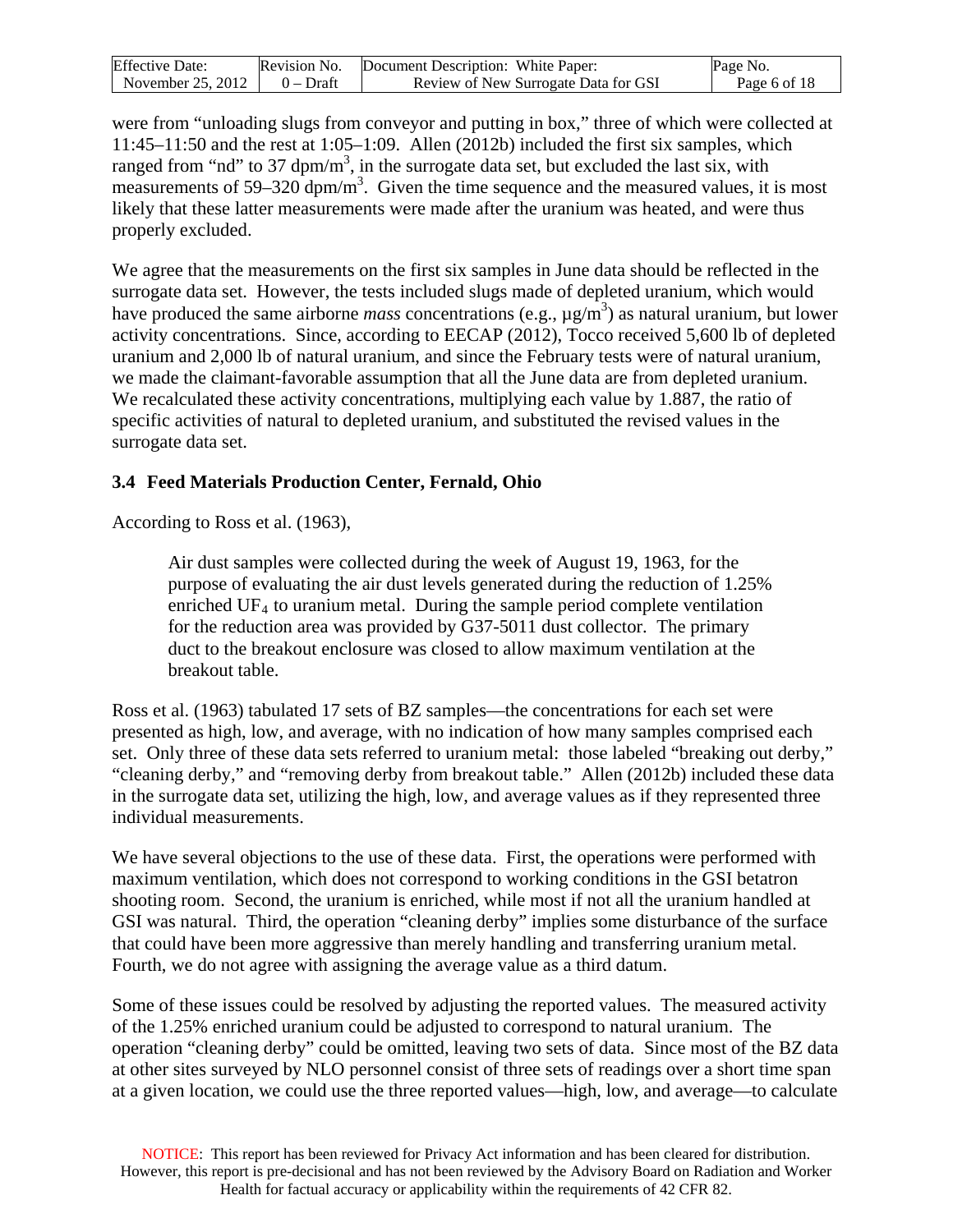were from "unloading slugs from conveyor and putting in box," three of which were collected at 11:45–11:50 and the rest at 1:05–1:09. Allen (2012b) included the first six samples, which ranged from "nd" to 37 dpm/m$^3$, in the surrogate data set, but excluded the last six, with measurements of 59–320 dpm/m$^3$. Given the time sequence and the measured values, it is most likely that these latter measurements were made after the uranium was heated, and were thus properly excluded.

We agree that the measurements on the first six samples in June data should be reflected in the surrogate data set. However, the tests included slugs made of depleted uranium, which would have produced the same airborne *mass* concentrations (e.g., µg/m$^3$) as natural uranium, but lower activity concentrations. Since, according to EECAP (2012), Tocco received 5,600 lb of depleted uranium and 2,000 lb of natural uranium, and since the February tests were of natural uranium, we made the claimant-favorable assumption that all the June data are from depleted uranium. We recalculated these activity concentrations, multiplying each value by 1.887, the ratio of specific activities of natural to depleted uranium, and substituted the revised values in the surrogate data set.

### 3.4 Feed Materials Production Center, Fernald, Ohio

According to Ross et al. (1963),

> Air dust samples were collected during the week of August 19, 1963, for the purpose of evaluating the air dust levels generated during the reduction of 1.25% enriched $UF_4$ to uranium metal. During the sample period complete ventilation for the reduction area was provided by G37-5011 dust collector. The primary duct to the breakout enclosure was closed to allow maximum ventilation at the breakout table.

Ross et al. (1963) tabulated 17 sets of BZ samples—the concentrations for each set were presented as high, low, and average, with no indication of how many samples comprised each set. Only three of these data sets referred to uranium metal: those labeled "breaking out derby," "cleaning derby," and "removing derby from breakout table." Allen (2012b) included these data in the surrogate data set, utilizing the high, low, and average values as if they represented three individual measurements.

We have several objections to the use of these data. First, the operations were performed with maximum ventilation, which does not correspond to working conditions in the GSI betatron shooting room. Second, the uranium is enriched, while most if not all the uranium handled at GSI was natural. Third, the operation "cleaning derby" implies some disturbance of the surface that could have been more aggressive than merely handling and transferring uranium metal. Fourth, we do not agree with assigning the average value as a third datum.

Some of these issues could be resolved by adjusting the reported values. The measured activity of the 1.25% enriched uranium could be adjusted to correspond to natural uranium. The operation "cleaning derby" could be omitted, leaving two sets of data. Since most of the BZ data at other sites surveyed by NLO personnel consist of three sets of readings over a short time span at a given location, we could use the three reported values—high, low, and average—to calculate

NOTICE: This report has been reviewed for Privacy Act information and has been cleared for distribution. However, this report is pre-decisional and has not been reviewed by the Advisory Board on Radiation and Worker Health for factual accuracy or applicability within the requirements of 42 CFR 82.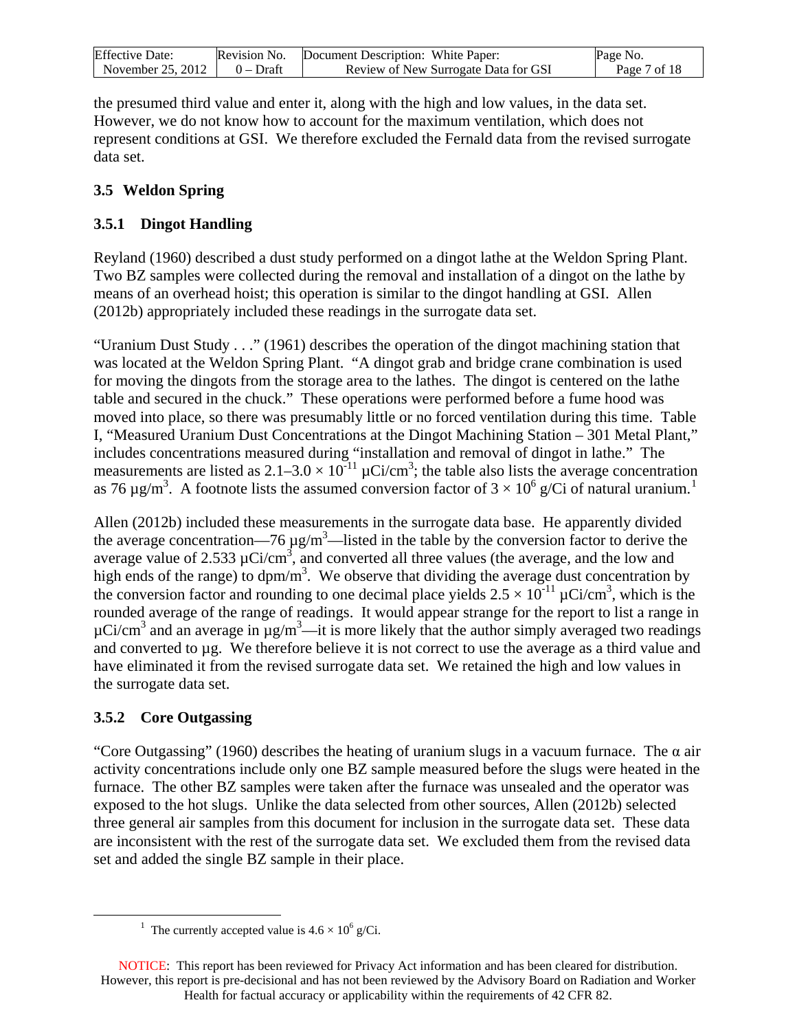the presumed third value and enter it, along with the high and low values, in the data set. However, we do not know how to account for the maximum ventilation, which does not represent conditions at GSI. We therefore excluded the Fernald data from the revised surrogate data set.

## 3.5 Weldon Spring

### 3.5.1 Dingot Handling

Reyland (1960) described a dust study performed on a dingot lathe at the Weldon Spring Plant. Two BZ samples were collected during the removal and installation of a dingot on the lathe by means of an overhead hoist; this operation is similar to the dingot handling at GSI. Allen (2012b) appropriately included these readings in the surrogate data set.

"Uranium Dust Study . . ." (1961) describes the operation of the dingot machining station that was located at the Weldon Spring Plant. "A dingot grab and bridge crane combination is used for moving the dingots from the storage area to the lathes. The dingot is centered on the lathe table and secured in the chuck." These operations were performed before a fume hood was moved into place, so there was presumably little or no forced ventilation during this time. Table I, "Measured Uranium Dust Concentrations at the Dingot Machining Station – 301 Metal Plant," includes concentrations measured during "installation and removal of dingot in lathe." The measurements are listed as $2.1–3.0 \times 10^{-11}$ µCi/cm$^3$; the table also lists the average concentration as 76 µg/m$^3$. A footnote lists the assumed conversion factor of $3 \times 10^6$ g/Ci of natural uranium.[1]

Allen (2012b) included these measurements in the surrogate data base. He apparently divided the average concentration—76 µg/m$^3$—listed in the table by the conversion factor to derive the average value of 2.533 µCi/cm$^3$, and converted all three values (the average, and the low and high ends of the range) to dpm/m$^3$. We observe that dividing the average dust concentration by the conversion factor and rounding to one decimal place yields $2.5 \times 10^{-11}$ µCi/cm$^3$, which is the rounded average of the range of readings. It would appear strange for the report to list a range in µCi/cm$^3$ and an average in µg/m$^3$—it is more likely that the author simply averaged two readings and converted to µg. We therefore believe it is not correct to use the average as a third value and have eliminated it from the revised surrogate data set. We retained the high and low values in the surrogate data set.

### 3.5.2 Core Outgassing

"Core Outgassing" (1960) describes the heating of uranium slugs in a vacuum furnace. The α air activity concentrations include only one BZ sample measured before the slugs were heated in the furnace. The other BZ samples were taken after the furnace was unsealed and the operator was exposed to the hot slugs. Unlike the data selected from other sources, Allen (2012b) selected three general air samples from this document for inclusion in the surrogate data set. These data are inconsistent with the rest of the surrogate data set. We excluded them from the revised data set and added the single BZ sample in their place.

[1] The currently accepted value is $4.6 \times 10^6$ g/Ci.

NOTICE: This report has been reviewed for Privacy Act information and has been cleared for distribution. However, this report is pre-decisional and has not been reviewed by the Advisory Board on Radiation and Worker Health for factual accuracy or applicability within the requirements of 42 CFR 82.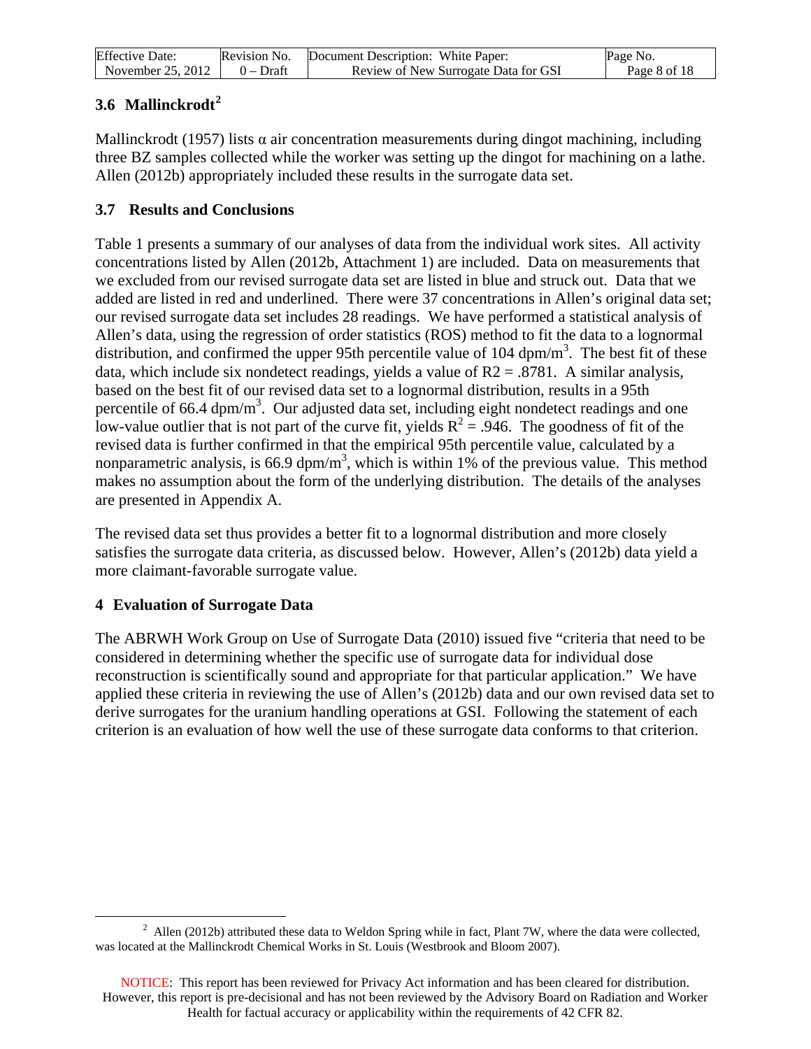### 3.6 Mallinckrodt[2]

Mallinckrodt (1957) lists α air concentration measurements during dingot machining, including three BZ samples collected while the worker was setting up the dingot for machining on a lathe. Allen (2012b) appropriately included these results in the surrogate data set.

### 3.7 Results and Conclusions

Table 1 presents a summary of our analyses of data from the individual work sites. All activity concentrations listed by Allen (2012b, Attachment 1) are included. Data on measurements that we excluded from our revised surrogate data set are listed in blue and struck out. Data that we added are listed in red and underlined. There were 37 concentrations in Allen's original data set; our revised surrogate data set includes 28 readings. We have performed a statistical analysis of Allen's data, using the regression of order statistics (ROS) method to fit the data to a lognormal distribution, and confirmed the upper 95th percentile value of 104 dpm/m$^3$. The best fit of these data, which include six nondetect readings, yields a value of R2 = .8781. A similar analysis, based on the best fit of our revised data set to a lognormal distribution, results in a 95th percentile of 66.4 dpm/m$^3$. Our adjusted data set, including eight nondetect readings and one low-value outlier that is not part of the curve fit, yields $R^2$ = .946. The goodness of fit of the revised data is further confirmed in that the empirical 95th percentile value, calculated by a nonparametric analysis, is 66.9 dpm/m$^3$, which is within 1% of the previous value. This method makes no assumption about the form of the underlying distribution. The details of the analyses are presented in Appendix A.

The revised data set thus provides a better fit to a lognormal distribution and more closely satisfies the surrogate data criteria, as discussed below. However, Allen's (2012b) data yield a more claimant-favorable surrogate value.

## 4 Evaluation of Surrogate Data

The ABRWH Work Group on Use of Surrogate Data (2010) issued five "criteria that need to be considered in determining whether the specific use of surrogate data for individual dose reconstruction is scientifically sound and appropriate for that particular application." We have applied these criteria in reviewing the use of Allen's (2012b) data and our own revised data set to derive surrogates for the uranium handling operations at GSI. Following the statement of each criterion is an evaluation of how well the use of these surrogate data conforms to that criterion.

[2] Allen (2012b) attributed these data to Weldon Spring while in fact, Plant 7W, where the data were collected, was located at the Mallinckrodt Chemical Works in St. Louis (Westbrook and Bloom 2007).

NOTICE: This report has been reviewed for Privacy Act information and has been cleared for distribution. However, this report is pre-decisional and has not been reviewed by the Advisory Board on Radiation and Worker Health for factual accuracy or applicability within the requirements of 42 CFR 82.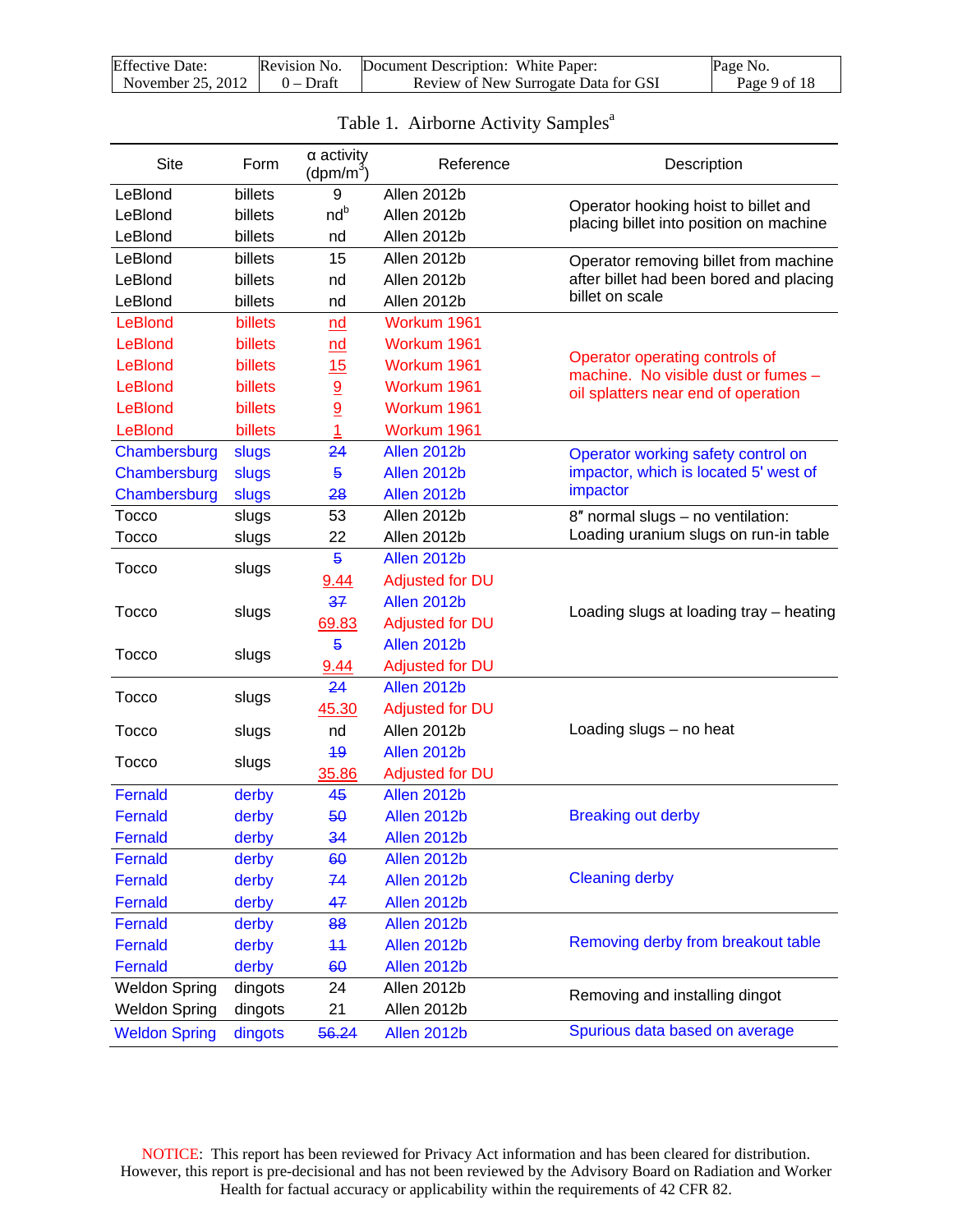Table 1. Airborne Activity Samples[a]

| Site | Form | α activity (dpm/m$^3$) | Reference | Description |
|---|---|---|---|---|
| LeBlond | billets | 9 | Allen 2012b | Operator hooking hoist to billet and placing billet into position on machine |
| LeBlond | billets | nd[b] | Allen 2012b | |
| LeBlond | billets | nd | Allen 2012b | |
| LeBlond | billets | 15 | Allen 2012b | Operator removing billet from machine after billet had been bored and placing billet on scale |
| LeBlond | billets | nd | Allen 2012b | |
| LeBlond | billets | nd | Allen 2012b | |
| LeBlond | billets | nd | Workum 1961 | Operator operating controls of machine. No visible dust or fumes – oil splatters near end of operation |
| LeBlond | billets | nd | Workum 1961 | |
| LeBlond | billets | 15 | Workum 1961 | |
| LeBlond | billets | 9 | Workum 1961 | |
| LeBlond | billets | 9 | Workum 1961 | |
| LeBlond | billets | 1 | Workum 1961 | |
| Chambersburg | slugs | ~~24~~ | Allen 2012b | Operator working safety control on impactor, which is located 5' west of impactor |
| Chambersburg | slugs | ~~5~~ | Allen 2012b | |
| Chambersburg | slugs | ~~28~~ | Allen 2012b | |
| Tocco | slugs | 53 | Allen 2012b | 8″ normal slugs – no ventilation: Loading uranium slugs on run-in table |
| Tocco | slugs | 22 | Allen 2012b | |
| Tocco | slugs | ~~5~~ | Allen 2012b | Loading slugs at loading tray – heating |
| | | 9.44 | Adjusted for DU | |
| Tocco | slugs | ~~37~~ | Allen 2012b | |
| | | 69.83 | Adjusted for DU | |
| Tocco | slugs | ~~5~~ | Allen 2012b | |
| | | 9.44 | Adjusted for DU | |
| Tocco | slugs | ~~24~~ | Allen 2012b | Loading slugs – no heat |
| | | 45.30 | Adjusted for DU | |
| Tocco | slugs | nd | Allen 2012b | |
| Tocco | slugs | ~~19~~ | Allen 2012b | |
| | | 35.86 | Adjusted for DU | |
| Fernald | derby | ~~45~~ | Allen 2012b | Breaking out derby |
| Fernald | derby | ~~50~~ | Allen 2012b | |
| Fernald | derby | ~~34~~ | Allen 2012b | |
| Fernald | derby | ~~60~~ | Allen 2012b | Cleaning derby |
| Fernald | derby | ~~74~~ | Allen 2012b | |
| Fernald | derby | ~~47~~ | Allen 2012b | |
| Fernald | derby | ~~88~~ | Allen 2012b | Removing derby from breakout table |
| Fernald | derby | ~~11~~ | Allen 2012b | |
| Fernald | derby | ~~60~~ | Allen 2012b | |
| Weldon Spring | dingots | 24 | Allen 2012b | Removing and installing dingot |
| Weldon Spring | dingots | 21 | Allen 2012b | |
| Weldon Spring | dingots | ~~56.24~~ | Allen 2012b | Spurious data based on average |

NOTICE: This report has been reviewed for Privacy Act information and has been cleared for distribution. However, this report is pre-decisional and has not been reviewed by the Advisory Board on Radiation and Worker Health for factual accuracy or applicability within the requirements of 42 CFR 82.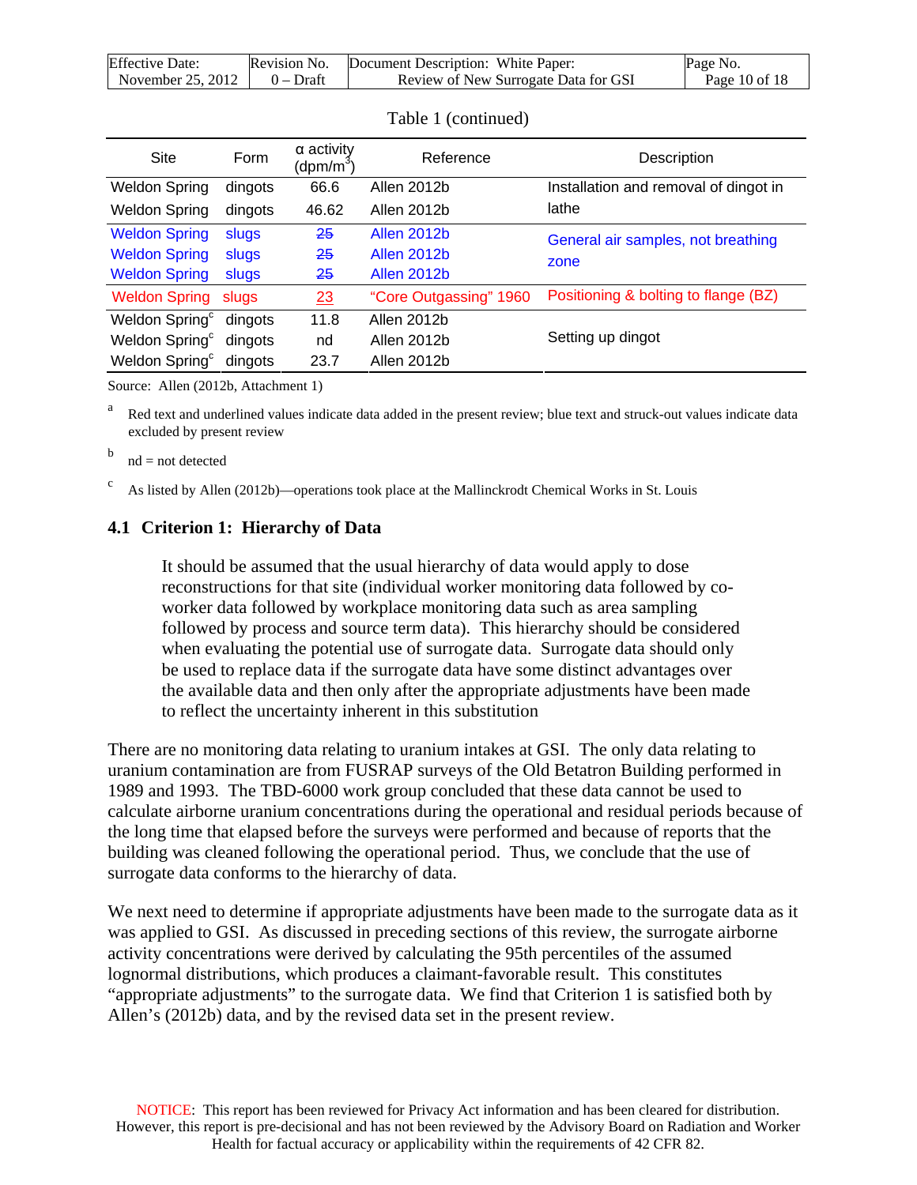Table 1 (continued)

| Site | Form | α activity (dpm/m$^3$) | Reference | Description |
|---|---|---|---|---|
| Weldon Spring | dingots | 66.6 | Allen 2012b | Installation and removal of dingot in lathe |
| Weldon Spring | dingots | 46.62 | Allen 2012b | |
| Weldon Spring | slugs | ~~25~~ | Allen 2012b | General air samples, not breathing zone |
| Weldon Spring | slugs | ~~25~~ | Allen 2012b | |
| Weldon Spring | slugs | ~~25~~ | Allen 2012b | |
| Weldon Spring | slugs | <u>23</u> | "Core Outgassing" 1960 | Positioning & bolting to flange (BZ) |
| Weldon Spring[c] | dingots | 11.8 | Allen 2012b | Setting up dingot |
| Weldon Spring[c] | dingots | nd | Allen 2012b | |
| Weldon Spring[c] | dingots | 23.7 | Allen 2012b | |

Source: Allen (2012b, Attachment 1)

[a] Red text and underlined values indicate data added in the present review; blue text and struck-out values indicate data excluded by present review

[b] nd = not detected

[c] As listed by Allen (2012b)—operations took place at the Mallinckrodt Chemical Works in St. Louis

### 4.1 Criterion 1: Hierarchy of Data

> It should be assumed that the usual hierarchy of data would apply to dose reconstructions for that site (individual worker monitoring data followed by co-worker data followed by workplace monitoring data such as area sampling followed by process and source term data). This hierarchy should be considered when evaluating the potential use of surrogate data. Surrogate data should only be used to replace data if the surrogate data have some distinct advantages over the available data and then only after the appropriate adjustments have been made to reflect the uncertainty inherent in this substitution

There are no monitoring data relating to uranium intakes at GSI. The only data relating to uranium contamination are from FUSRAP surveys of the Old Betatron Building performed in 1989 and 1993. The TBD-6000 work group concluded that these data cannot be used to calculate airborne uranium concentrations during the operational and residual periods because of the long time that elapsed before the surveys were performed and because of reports that the building was cleaned following the operational period. Thus, we conclude that the use of surrogate data conforms to the hierarchy of data.

We next need to determine if appropriate adjustments have been made to the surrogate data as it was applied to GSI. As discussed in preceding sections of this review, the surrogate airborne activity concentrations were derived by calculating the 95th percentiles of the assumed lognormal distributions, which produces a claimant-favorable result. This constitutes "appropriate adjustments" to the surrogate data. We find that Criterion 1 is satisfied both by Allen's (2012b) data, and by the revised data set in the present review.

NOTICE: This report has been reviewed for Privacy Act information and has been cleared for distribution. However, this report is pre-decisional and has not been reviewed by the Advisory Board on Radiation and Worker Health for factual accuracy or applicability within the requirements of 42 CFR 82.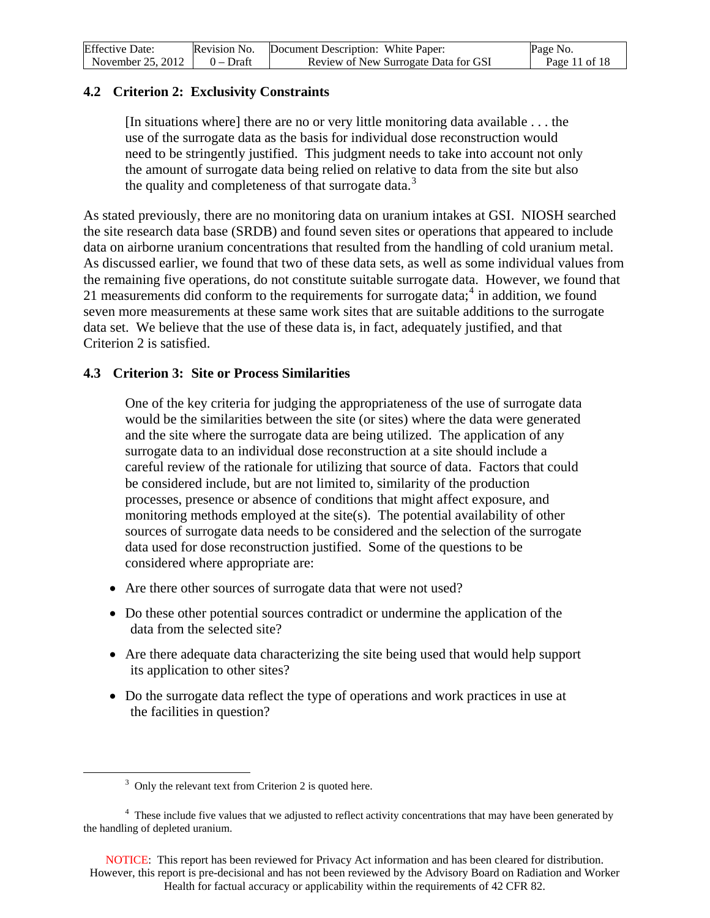### 4.2 Criterion 2: Exclusivity Constraints

> [In situations where] there are no or very little monitoring data available . . . the use of the surrogate data as the basis for individual dose reconstruction would need to be stringently justified. This judgment needs to take into account not only the amount of surrogate data being relied on relative to data from the site but also the quality and completeness of that surrogate data.[3]

As stated previously, there are no monitoring data on uranium intakes at GSI. NIOSH searched the site research data base (SRDB) and found seven sites or operations that appeared to include data on airborne uranium concentrations that resulted from the handling of cold uranium metal. As discussed earlier, we found that two of these data sets, as well as some individual values from the remaining five operations, do not constitute suitable surrogate data. However, we found that 21 measurements did conform to the requirements for surrogate data;[4] in addition, we found seven more measurements at these same work sites that are suitable additions to the surrogate data set. We believe that the use of these data is, in fact, adequately justified, and that Criterion 2 is satisfied.

### 4.3 Criterion 3: Site or Process Similarities

> One of the key criteria for judging the appropriateness of the use of surrogate data would be the similarities between the site (or sites) where the data were generated and the site where the surrogate data are being utilized. The application of any surrogate data to an individual dose reconstruction at a site should include a careful review of the rationale for utilizing that source of data. Factors that could be considered include, but are not limited to, similarity of the production processes, presence or absence of conditions that might affect exposure, and monitoring methods employed at the site(s). The potential availability of other sources of surrogate data needs to be considered and the selection of the surrogate data used for dose reconstruction justified. Some of the questions to be considered where appropriate are:
>
> - Are there other sources of surrogate data that were not used?
> - Do these other potential sources contradict or undermine the application of the data from the selected site?
> - Are there adequate data characterizing the site being used that would help support its application to other sites?
> - Do the surrogate data reflect the type of operations and work practices in use at the facilities in question?

---

[3] Only the relevant text from Criterion 2 is quoted here.

[4] These include five values that we adjusted to reflect activity concentrations that may have been generated by the handling of depleted uranium.

NOTICE: This report has been reviewed for Privacy Act information and has been cleared for distribution. However, this report is pre-decisional and has not been reviewed by the Advisory Board on Radiation and Worker Health for factual accuracy or applicability within the requirements of 42 CFR 82.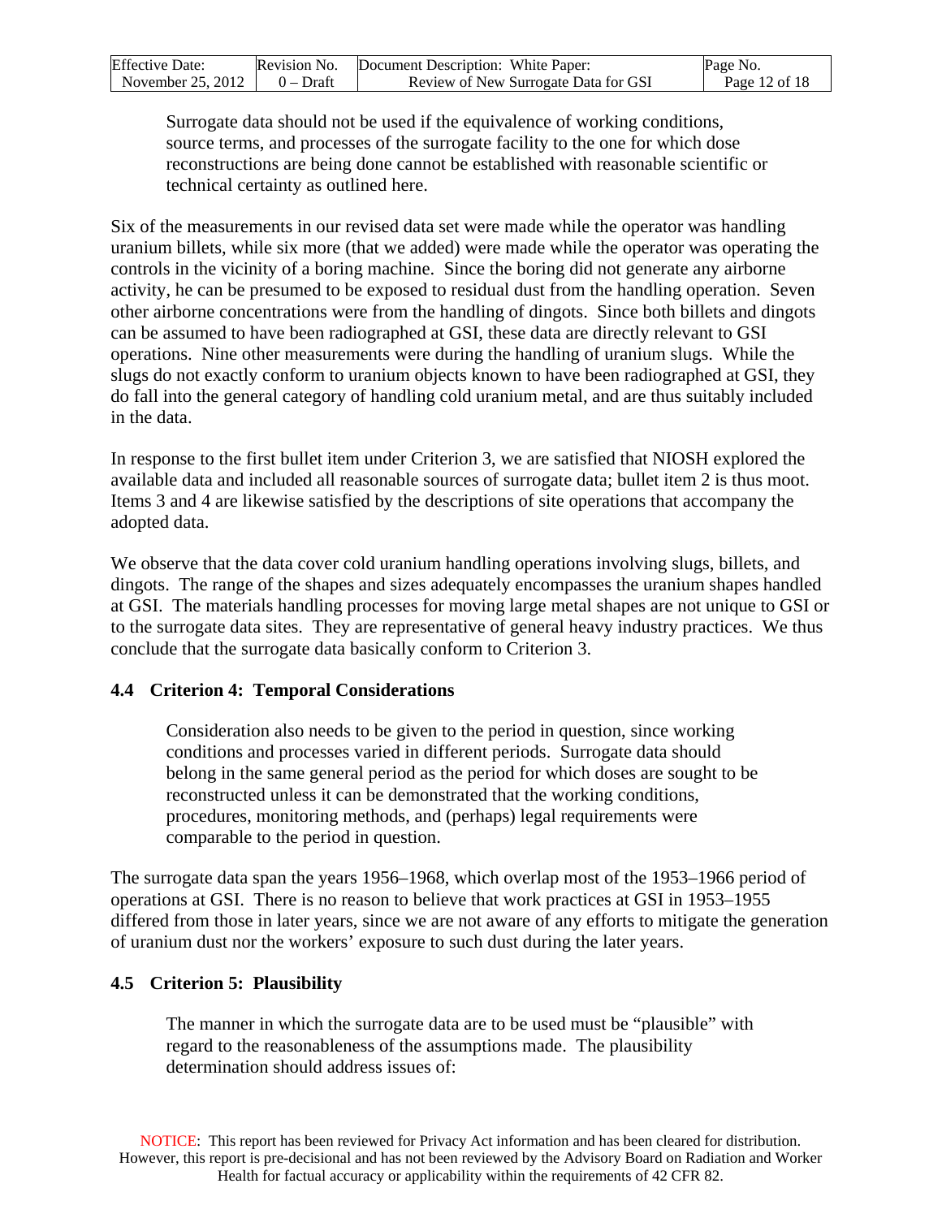> Surrogate data should not be used if the equivalence of working conditions, source terms, and processes of the surrogate facility to the one for which dose reconstructions are being done cannot be established with reasonable scientific or technical certainty as outlined here.

Six of the measurements in our revised data set were made while the operator was handling uranium billets, while six more (that we added) were made while the operator was operating the controls in the vicinity of a boring machine. Since the boring did not generate any airborne activity, he can be presumed to be exposed to residual dust from the handling operation. Seven other airborne concentrations were from the handling of dingots. Since both billets and dingots can be assumed to have been radiographed at GSI, these data are directly relevant to GSI operations. Nine other measurements were during the handling of uranium slugs. While the slugs do not exactly conform to uranium objects known to have been radiographed at GSI, they do fall into the general category of handling cold uranium metal, and are thus suitably included in the data.

In response to the first bullet item under Criterion 3, we are satisfied that NIOSH explored the available data and included all reasonable sources of surrogate data; bullet item 2 is thus moot. Items 3 and 4 are likewise satisfied by the descriptions of site operations that accompany the adopted data.

We observe that the data cover cold uranium handling operations involving slugs, billets, and dingots. The range of the shapes and sizes adequately encompasses the uranium shapes handled at GSI. The materials handling processes for moving large metal shapes are not unique to GSI or to the surrogate data sites. They are representative of general heavy industry practices. We thus conclude that the surrogate data basically conform to Criterion 3.

### 4.4 Criterion 4: Temporal Considerations

> Consideration also needs to be given to the period in question, since working conditions and processes varied in different periods. Surrogate data should belong in the same general period as the period for which doses are sought to be reconstructed unless it can be demonstrated that the working conditions, procedures, monitoring methods, and (perhaps) legal requirements were comparable to the period in question.

The surrogate data span the years 1956–1968, which overlap most of the 1953–1966 period of operations at GSI. There is no reason to believe that work practices at GSI in 1953–1955 differed from those in later years, since we are not aware of any efforts to mitigate the generation of uranium dust nor the workers' exposure to such dust during the later years.

### 4.5 Criterion 5: Plausibility

> The manner in which the surrogate data are to be used must be "plausible" with regard to the reasonableness of the assumptions made. The plausibility determination should address issues of:

NOTICE: This report has been reviewed for Privacy Act information and has been cleared for distribution. However, this report is pre-decisional and has not been reviewed by the Advisory Board on Radiation and Worker Health for factual accuracy or applicability within the requirements of 42 CFR 82.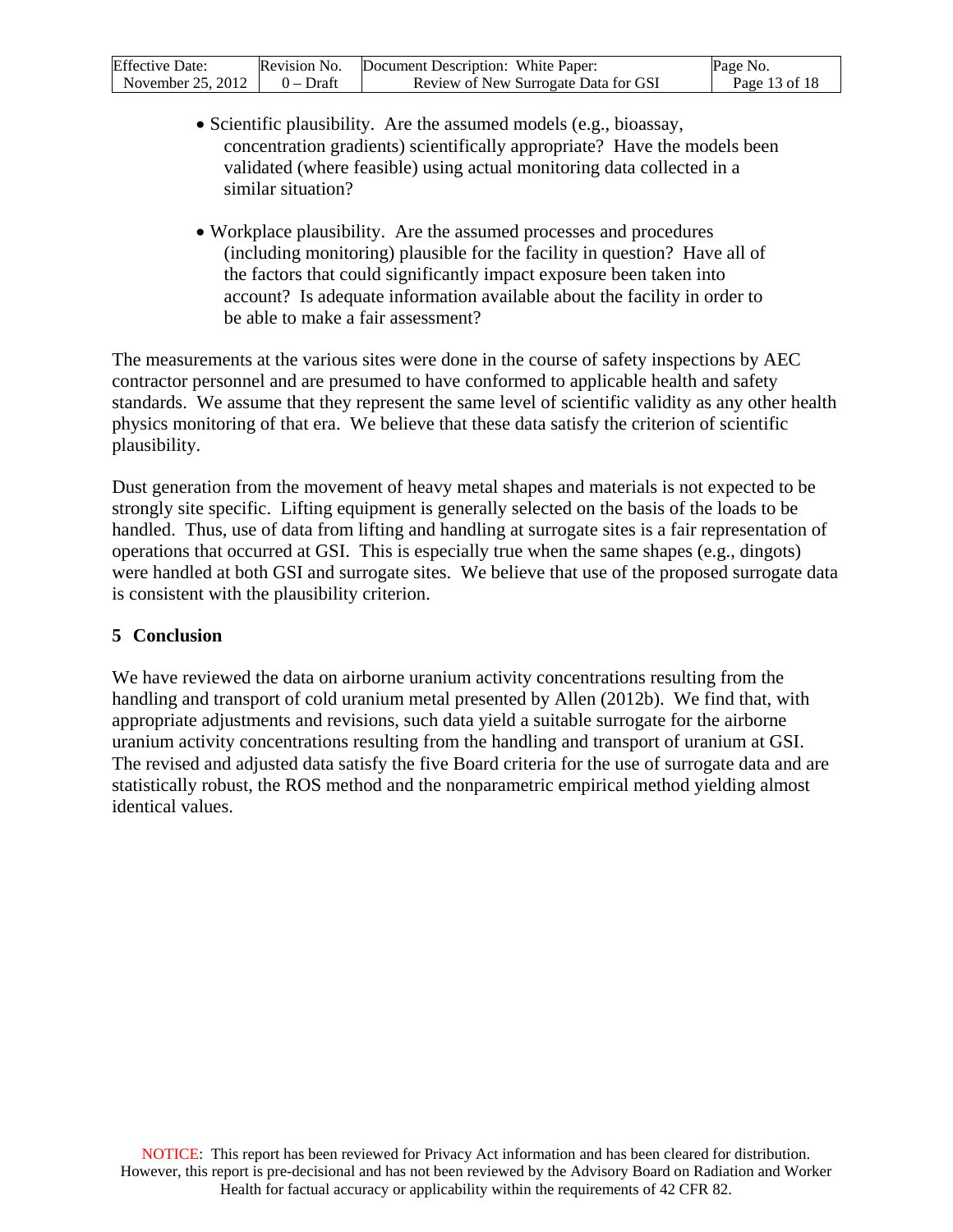- Scientific plausibility. Are the assumed models (e.g., bioassay, concentration gradients) scientifically appropriate? Have the models been validated (where feasible) using actual monitoring data collected in a similar situation?

- Workplace plausibility. Are the assumed processes and procedures (including monitoring) plausible for the facility in question? Have all of the factors that could significantly impact exposure been taken into account? Is adequate information available about the facility in order to be able to make a fair assessment?

The measurements at the various sites were done in the course of safety inspections by AEC contractor personnel and are presumed to have conformed to applicable health and safety standards. We assume that they represent the same level of scientific validity as any other health physics monitoring of that era. We believe that these data satisfy the criterion of scientific plausibility.

Dust generation from the movement of heavy metal shapes and materials is not expected to be strongly site specific. Lifting equipment is generally selected on the basis of the loads to be handled. Thus, use of data from lifting and handling at surrogate sites is a fair representation of operations that occurred at GSI. This is especially true when the same shapes (e.g., dingots) were handled at both GSI and surrogate sites. We believe that use of the proposed surrogate data is consistent with the plausibility criterion.

## 5 Conclusion

We have reviewed the data on airborne uranium activity concentrations resulting from the handling and transport of cold uranium metal presented by Allen (2012b). We find that, with appropriate adjustments and revisions, such data yield a suitable surrogate for the airborne uranium activity concentrations resulting from the handling and transport of uranium at GSI. The revised and adjusted data satisfy the five Board criteria for the use of surrogate data and are statistically robust, the ROS method and the nonparametric empirical method yielding almost identical values.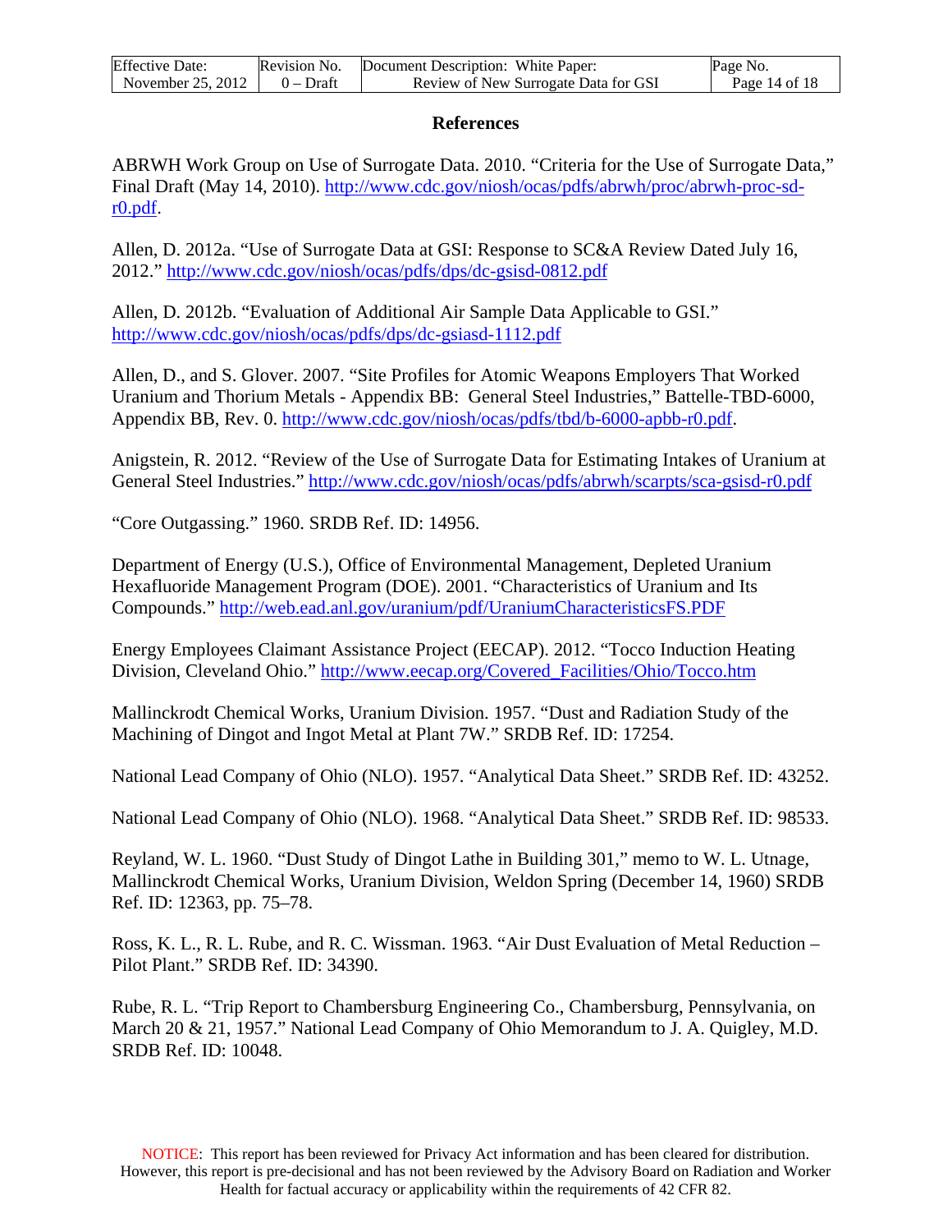## References

ABRWH Work Group on Use of Surrogate Data. 2010. "Criteria for the Use of Surrogate Data," Final Draft (May 14, 2010). http://www.cdc.gov/niosh/ocas/pdfs/abrwh/proc/abrwh-proc-sd-r0.pdf.

Allen, D. 2012a. "Use of Surrogate Data at GSI: Response to SC&A Review Dated July 16, 2012." http://www.cdc.gov/niosh/ocas/pdfs/dps/dc-gsisd-0812.pdf

Allen, D. 2012b. "Evaluation of Additional Air Sample Data Applicable to GSI." http://www.cdc.gov/niosh/ocas/pdfs/dps/dc-gsiasd-1112.pdf

Allen, D., and S. Glover. 2007. "Site Profiles for Atomic Weapons Employers That Worked Uranium and Thorium Metals - Appendix BB: General Steel Industries," Battelle-TBD-6000, Appendix BB, Rev. 0. http://www.cdc.gov/niosh/ocas/pdfs/tbd/b-6000-apbb-r0.pdf.

Anigstein, R. 2012. "Review of the Use of Surrogate Data for Estimating Intakes of Uranium at General Steel Industries." http://www.cdc.gov/niosh/ocas/pdfs/abrwh/scarpts/sca-gsisd-r0.pdf

"Core Outgassing." 1960. SRDB Ref. ID: 14956.

Department of Energy (U.S.), Office of Environmental Management, Depleted Uranium Hexafluoride Management Program (DOE). 2001. "Characteristics of Uranium and Its Compounds." http://web.ead.anl.gov/uranium/pdf/UraniumCharacteristicsFS.PDF

Energy Employees Claimant Assistance Project (EECAP). 2012. "Tocco Induction Heating Division, Cleveland Ohio." http://www.eecap.org/Covered_Facilities/Ohio/Tocco.htm

Mallinckrodt Chemical Works, Uranium Division. 1957. "Dust and Radiation Study of the Machining of Dingot and Ingot Metal at Plant 7W." SRDB Ref. ID: 17254.

National Lead Company of Ohio (NLO). 1957. "Analytical Data Sheet." SRDB Ref. ID: 43252.

National Lead Company of Ohio (NLO). 1968. "Analytical Data Sheet." SRDB Ref. ID: 98533.

Reyland, W. L. 1960. "Dust Study of Dingot Lathe in Building 301," memo to W. L. Utnage, Mallinckrodt Chemical Works, Uranium Division, Weldon Spring (December 14, 1960) SRDB Ref. ID: 12363, pp. 75–78.

Ross, K. L., R. L. Rube, and R. C. Wissman. 1963. "Air Dust Evaluation of Metal Reduction – Pilot Plant." SRDB Ref. ID: 34390.

Rube, R. L. "Trip Report to Chambersburg Engineering Co., Chambersburg, Pennsylvania, on March 20 & 21, 1957." National Lead Company of Ohio Memorandum to J. A. Quigley, M.D. SRDB Ref. ID: 10048.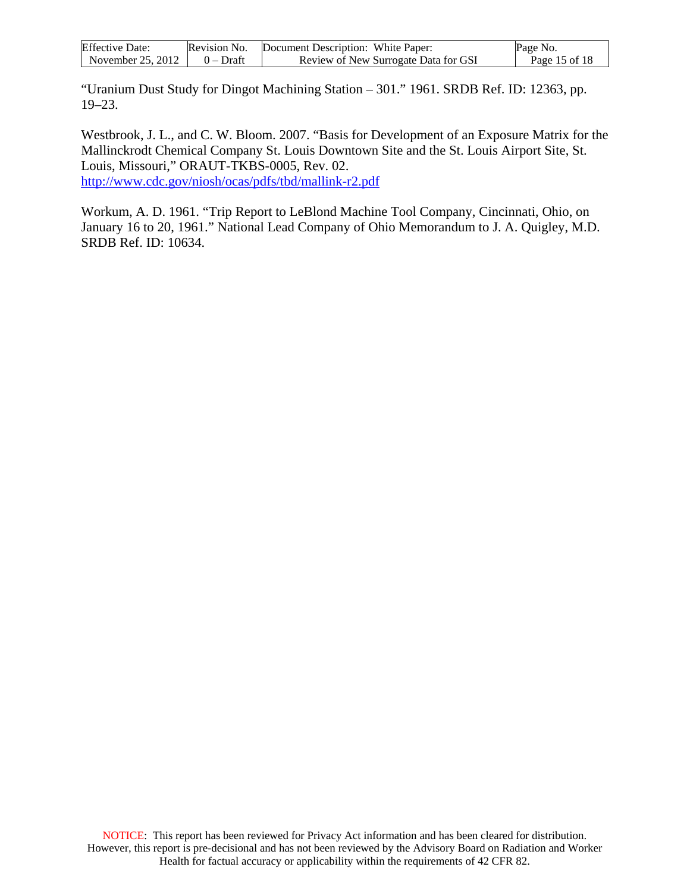"Uranium Dust Study for Dingot Machining Station – 301." 1961. SRDB Ref. ID: 12363, pp. 19–23.

Westbrook, J. L., and C. W. Bloom. 2007. "Basis for Development of an Exposure Matrix for the Mallinckrodt Chemical Company St. Louis Downtown Site and the St. Louis Airport Site, St. Louis, Missouri," ORAUT-TKBS-0005, Rev. 02. http://www.cdc.gov/niosh/ocas/pdfs/tbd/mallink-r2.pdf

Workum, A. D. 1961. "Trip Report to LeBlond Machine Tool Company, Cincinnati, Ohio, on January 16 to 20, 1961." National Lead Company of Ohio Memorandum to J. A. Quigley, M.D. SRDB Ref. ID: 10634.

NOTICE: This report has been reviewed for Privacy Act information and has been cleared for distribution. However, this report is pre-decisional and has not been reviewed by the Advisory Board on Radiation and Worker Health for factual accuracy or applicability within the requirements of 42 CFR 82.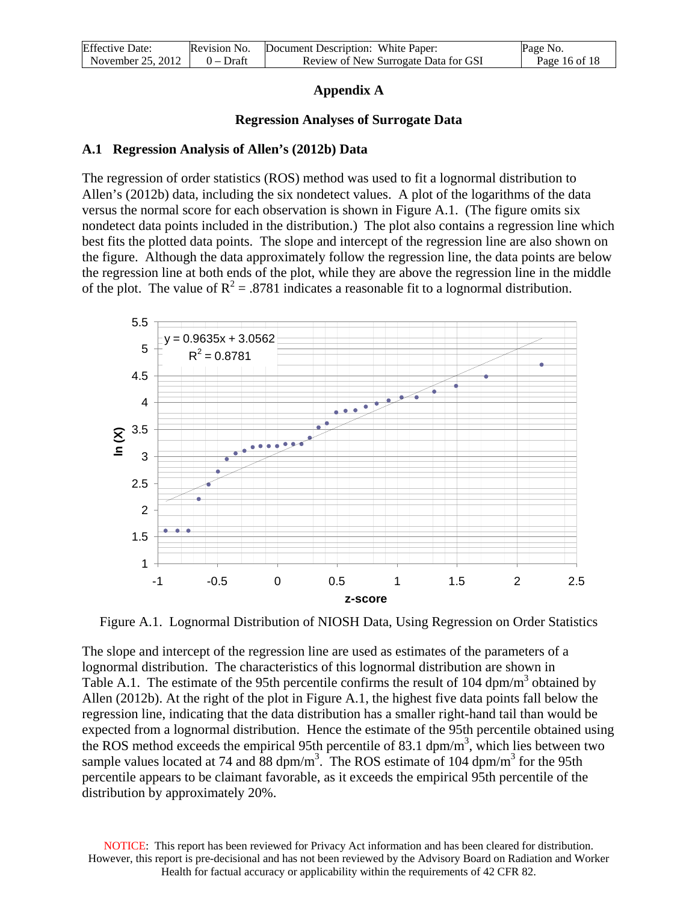## Appendix A

### Regression Analyses of Surrogate Data

### A.1 Regression Analysis of Allen's (2012b) Data

The regression of order statistics (ROS) method was used to fit a lognormal distribution to Allen's (2012b) data, including the six nondetect values. A plot of the logarithms of the data versus the normal score for each observation is shown in Figure A.1. (The figure omits six nondetect data points included in the distribution.) The plot also contains a regression line which best fits the plotted data points. The slope and intercept of the regression line are also shown on the figure. Although the data approximately follow the regression line, the data points are below the regression line at both ends of the plot, while they are above the regression line in the middle of the plot. The value of $R^2 = .8781$ indicates a reasonable fit to a lognormal distribution.

Figure A.1. Lognormal Distribution of NIOSH Data, Using Regression on Order Statistics

The slope and intercept of the regression line are used as estimates of the parameters of a lognormal distribution. The characteristics of this lognormal distribution are shown in Table A.1. The estimate of the 95th percentile confirms the result of 104 dpm/m$^3$ obtained by Allen (2012b). At the right of the plot in Figure A.1, the highest five data points fall below the regression line, indicating that the data distribution has a smaller right-hand tail than would be expected from a lognormal distribution. Hence the estimate of the 95th percentile obtained using the ROS method exceeds the empirical 95th percentile of 83.1 dpm/m$^3$, which lies between two sample values located at 74 and 88 dpm/m$^3$. The ROS estimate of 104 dpm/m$^3$ for the 95th percentile appears to be claimant favorable, as it exceeds the empirical 95th percentile of the distribution by approximately 20%.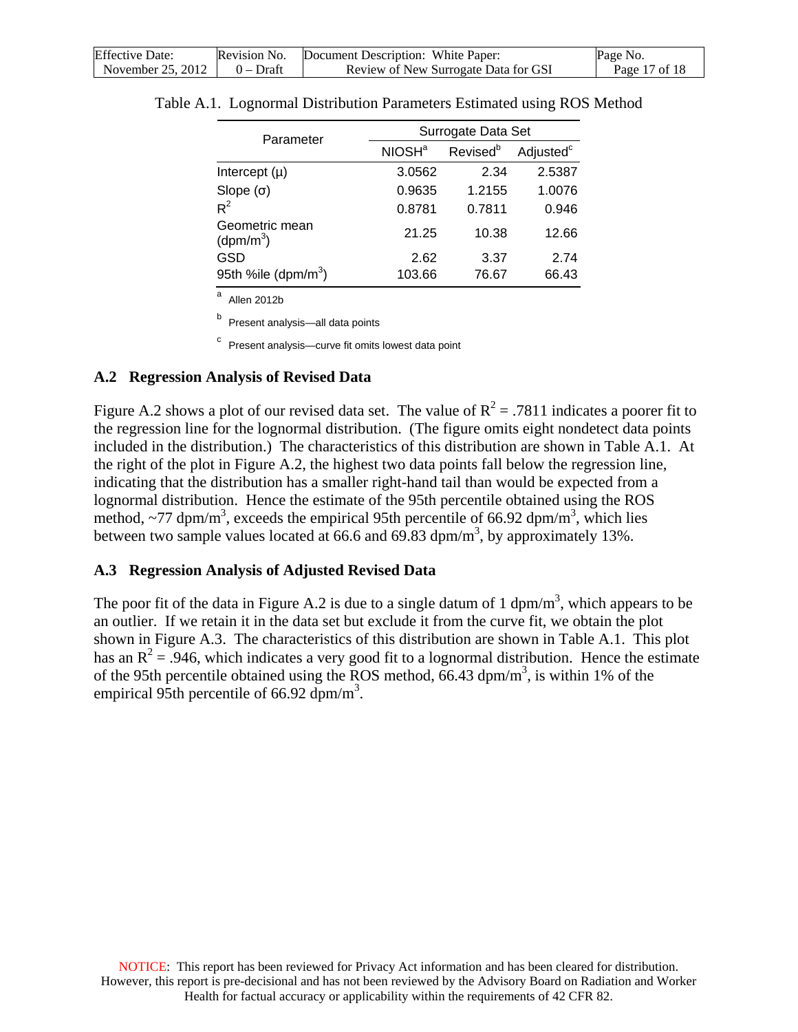Table A.1. Lognormal Distribution Parameters Estimated using ROS Method

| Parameter | Surrogate Data Set | | |
|---|---|---|---|
| | NIOSH[a] | Revised[b] | Adjusted[c] |
| Intercept (μ) | 3.0562 | 2.34 | 2.5387 |
| Slope (σ) | 0.9635 | 1.2155 | 1.0076 |
| $R^2$ | 0.8781 | 0.7811 | 0.946 |
| Geometric mean ($dpm/m^3$) | 21.25 | 10.38 | 12.66 |
| GSD | 2.62 | 3.37 | 2.74 |
| 95th %ile ($dpm/m^3$) | 103.66 | 76.67 | 66.43 |

[a] Allen 2012b

[b] Present analysis—all data points

[c] Present analysis—curve fit omits lowest data point

## A.2 Regression Analysis of Revised Data

Figure A.2 shows a plot of our revised data set. The value of $R^2 = .7811$ indicates a poorer fit to the regression line for the lognormal distribution. (The figure omits eight nondetect data points included in the distribution.) The characteristics of this distribution are shown in Table A.1. At the right of the plot in Figure A.2, the highest two data points fall below the regression line, indicating that the distribution has a smaller right-hand tail than would be expected from a lognormal distribution. Hence the estimate of the 95th percentile obtained using the ROS method, ~77 $dpm/m^3$, exceeds the empirical 95th percentile of 66.92 $dpm/m^3$, which lies between two sample values located at 66.6 and 69.83 $dpm/m^3$, by approximately 13%.

## A.3 Regression Analysis of Adjusted Revised Data

The poor fit of the data in Figure A.2 is due to a single datum of 1 $dpm/m^3$, which appears to be an outlier. If we retain it in the data set but exclude it from the curve fit, we obtain the plot shown in Figure A.3. The characteristics of this distribution are shown in Table A.1. This plot has an $R^2 = .946$, which indicates a very good fit to a lognormal distribution. Hence the estimate of the 95th percentile obtained using the ROS method, 66.43 $dpm/m^3$, is within 1% of the empirical 95th percentile of 66.92 $dpm/m^3$.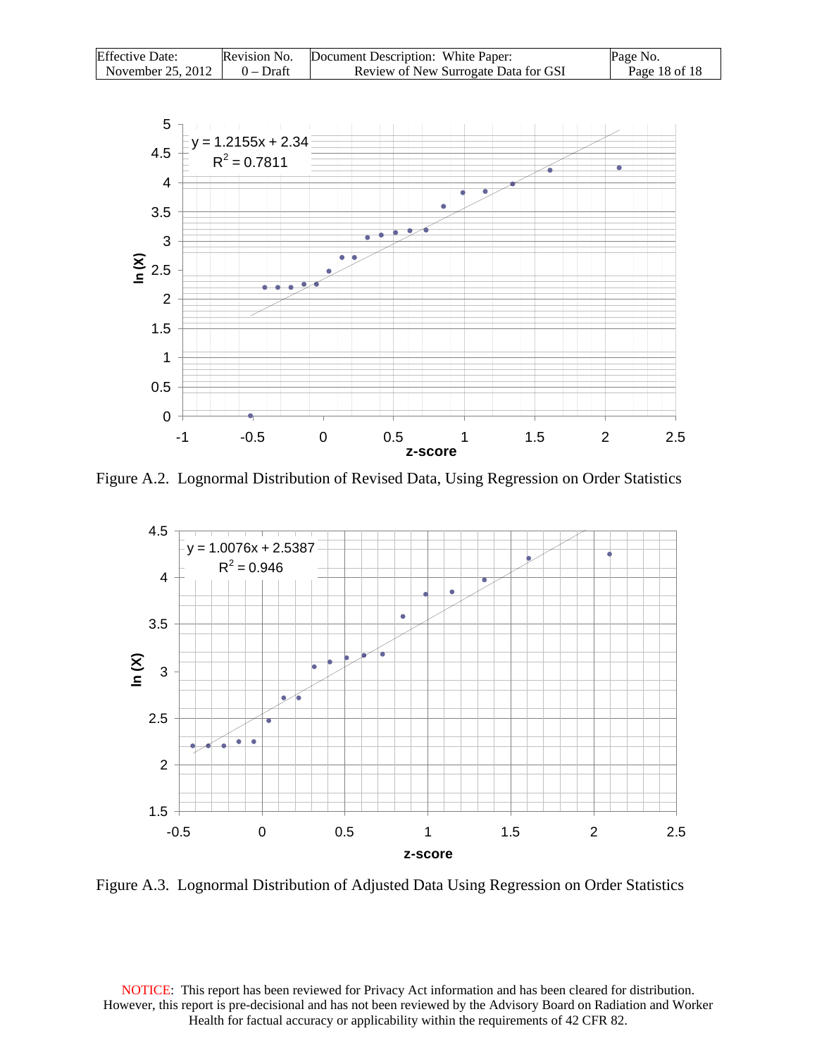y = 1.2155x + 2.34

$R^2$ = 0.7811

ln (X)

z-score

5
4.5
4
3.5
3
2.5
2
1.5
1
0.5
0

-1
-0.5
0
0.5
1
1.5
2
2.5

Figure A.2. Lognormal Distribution of Revised Data, Using Regression on Order Statistics

y = 1.0076x + 2.5387

$R^2$ = 0.946

ln (X)

z-score

4.5
4
3.5
3
2.5
2
1.5

-0.5
0
0.5
1
1.5
2
2.5

Figure A.3. Lognormal Distribution of Adjusted Data Using Regression on Order Statistics

NOTICE: This report has been reviewed for Privacy Act information and has been cleared for distribution. However, this report is pre-decisional and has not been reviewed by the Advisory Board on Radiation and Worker Health for factual accuracy or applicability within the requirements of 42 CFR 82.